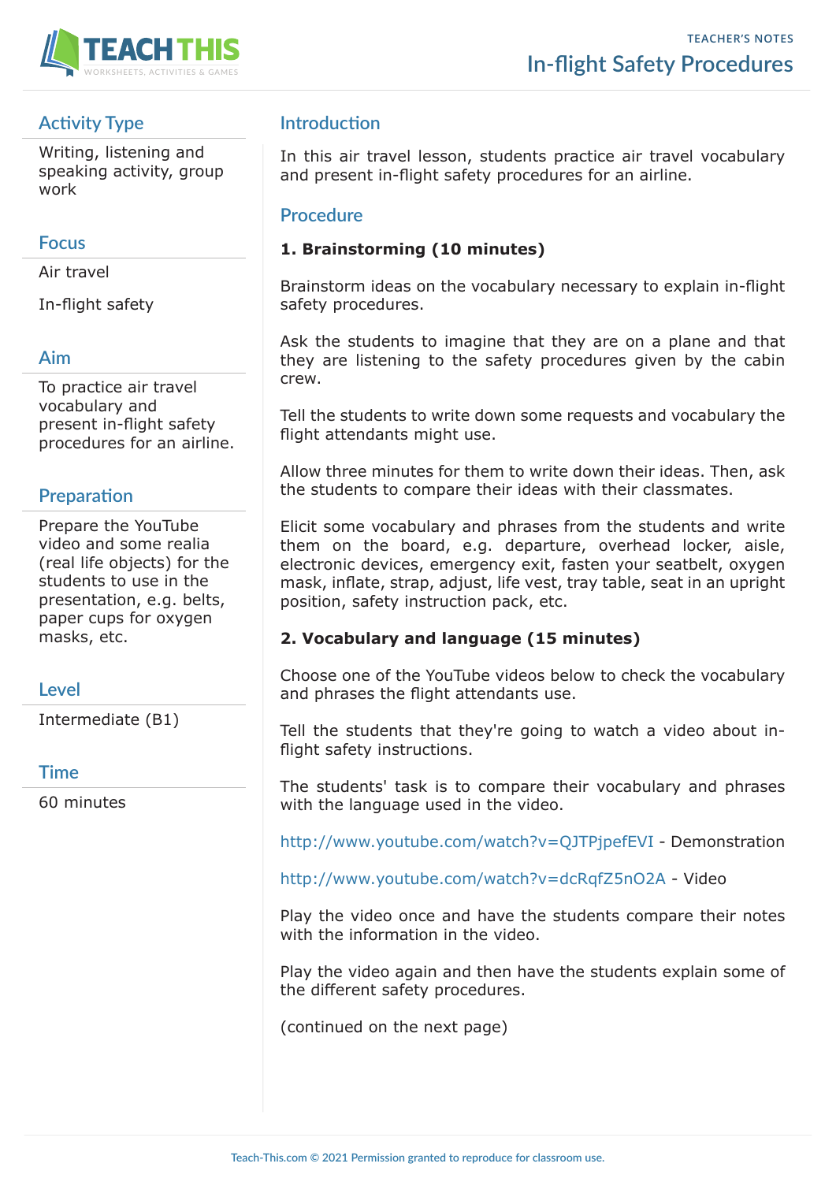# In-flight Safety Procedures

## Activity Type

Writing, listening and speaking activity, group work

## Focus

Air travel

In-flight safety

## Aim

To practice air travel vocabulary and present in-flight safety procedures for an airline.

## Preparation

Prepare the YouTube video and some realia (real life objects) for the students to use in the presentation, e.g. belts, paper cups for oxygen masks, etc.

## Level

Intermediate (B1)

## Time

60 minutes

## Introduction

In this air travel lesson, students practice air travel vocabulary and present in-flight safety procedures for an airline.

## Procedure

**1. Brainstorming (10 minutes)**

Brainstorm ideas on the vocabulary necessary to explain in-flight safety procedures.

Ask the students to imagine that they are on a plane and that they are listening to the safety procedures given by the cabin crew.

Tell the students to write down some requests and vocabulary the flight attendants might use.

Allow three minutes for them to write down their ideas. Then, ask the students to compare their ideas with their classmates.

Elicit some vocabulary and phrases from the students and write them on the board, e.g. departure, overhead locker, aisle, electronic devices, emergency exit, fasten your seatbelt, oxygen mask, inflate, strap, adjust, life vest, tray table, seat in an upright position, safety instruction pack, etc.

**2. Vocabulary and language (15 minutes)**

Choose one of the YouTube videos below to check the vocabulary and phrases the flight attendants use.

Tell the students that they're going to watch a video about in-flight safety instructions.

The students' task is to compare their vocabulary and phrases with the language used in the video.

http://www.youtube.com/watch?v=QJTPjpefEVI - Demonstration

http://www.youtube.com/watch?v=dcRqfZ5nO2A - Video

Play the video once and have the students compare their notes with the information in the video.

Play the video again and then have the students explain some of the different safety procedures.

(continued on the next page)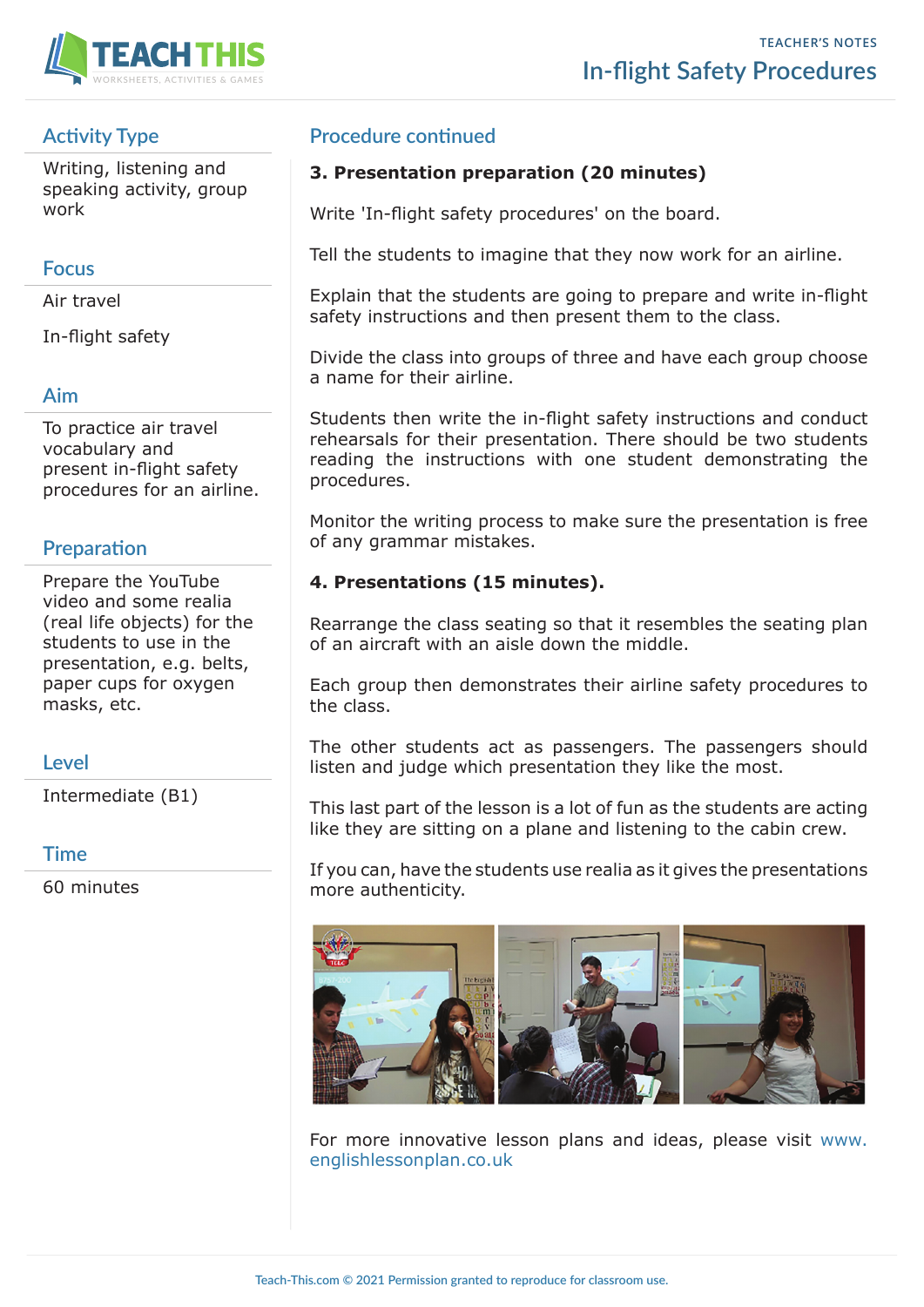## Activity Type

Writing, listening and speaking activity, group work

## Focus

Air travel

In-flight safety

## Aim

To practice air travel vocabulary and present in-flight safety procedures for an airline.

## Preparation

Prepare the YouTube video and some realia (real life objects) for the students to use in the presentation, e.g. belts, paper cups for oxygen masks, etc.

## Level

Intermediate (B1)

## Time

60 minutes

## Procedure continued

**3. Presentation preparation (20 minutes)**

Write 'In-flight safety procedures' on the board.

Tell the students to imagine that they now work for an airline.

Explain that the students are going to prepare and write in-flight safety instructions and then present them to the class.

Divide the class into groups of three and have each group choose a name for their airline.

Students then write the in-flight safety instructions and conduct rehearsals for their presentation. There should be two students reading the instructions with one student demonstrating the procedures.

Monitor the writing process to make sure the presentation is free of any grammar mistakes.

**4. Presentations (15 minutes).**

Rearrange the class seating so that it resembles the seating plan of an aircraft with an aisle down the middle.

Each group then demonstrates their airline safety procedures to the class.

The other students act as passengers. The passengers should listen and judge which presentation they like the most.

This last part of the lesson is a lot of fun as the students are acting like they are sitting on a plane and listening to the cabin crew.

If you can, have the students use realia as it gives the presentations more authenticity.

For more innovative lesson plans and ideas, please visit www.englishlessonplan.co.uk